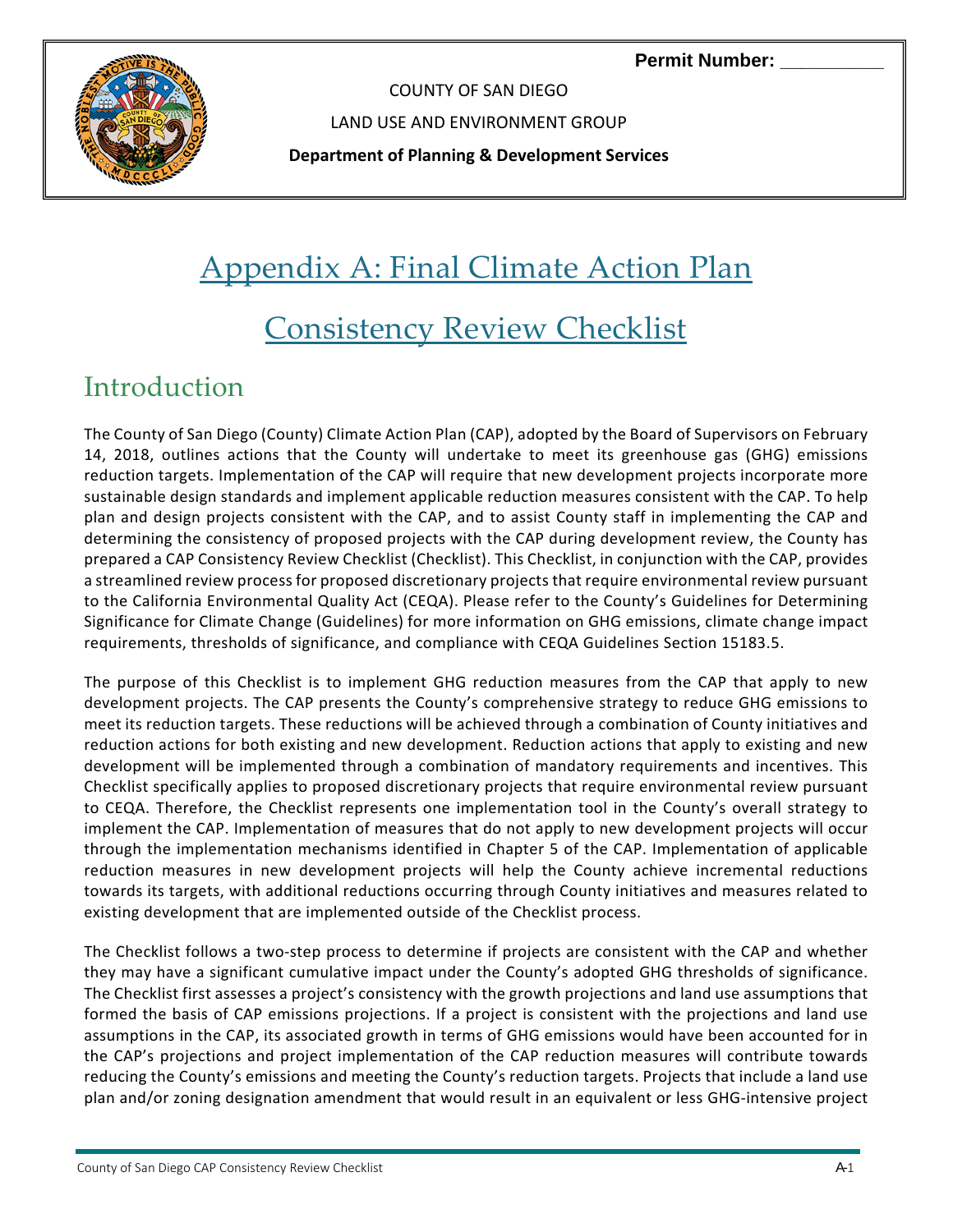Permit Number: __________

COUNTY OF SAN DIEGO

LAND USE AND ENVIRONMENT GROUP

**Department of Planning & Development Services**

# Appendix A: Final Climate Action Plan Consistency Review Checklist

## Introduction

The County of San Diego (County) Climate Action Plan (CAP), adopted by the Board of Supervisors on February 14, 2018, outlines actions that the County will undertake to meet its greenhouse gas (GHG) emissions reduction targets. Implementation of the CAP will require that new development projects incorporate more sustainable design standards and implement applicable reduction measures consistent with the CAP. To help plan and design projects consistent with the CAP, and to assist County staff in implementing the CAP and determining the consistency of proposed projects with the CAP during development review, the County has prepared a CAP Consistency Review Checklist (Checklist). This Checklist, in conjunction with the CAP, provides a streamlined review process for proposed discretionary projects that require environmental review pursuant to the California Environmental Quality Act (CEQA). Please refer to the County's Guidelines for Determining Significance for Climate Change (Guidelines) for more information on GHG emissions, climate change impact requirements, thresholds of significance, and compliance with CEQA Guidelines Section 15183.5.

The purpose of this Checklist is to implement GHG reduction measures from the CAP that apply to new development projects. The CAP presents the County's comprehensive strategy to reduce GHG emissions to meet its reduction targets. These reductions will be achieved through a combination of County initiatives and reduction actions for both existing and new development. Reduction actions that apply to existing and new development will be implemented through a combination of mandatory requirements and incentives. This Checklist specifically applies to proposed discretionary projects that require environmental review pursuant to CEQA. Therefore, the Checklist represents one implementation tool in the County's overall strategy to implement the CAP. Implementation of measures that do not apply to new development projects will occur through the implementation mechanisms identified in Chapter 5 of the CAP. Implementation of applicable reduction measures in new development projects will help the County achieve incremental reductions towards its targets, with additional reductions occurring through County initiatives and measures related to existing development that are implemented outside of the Checklist process.

The Checklist follows a two-step process to determine if projects are consistent with the CAP and whether they may have a significant cumulative impact under the County's adopted GHG thresholds of significance. The Checklist first assesses a project's consistency with the growth projections and land use assumptions that formed the basis of CAP emissions projections. If a project is consistent with the projections and land use assumptions in the CAP, its associated growth in terms of GHG emissions would have been accounted for in the CAP's projections and project implementation of the CAP reduction measures will contribute towards reducing the County's emissions and meeting the County's reduction targets. Projects that include a land use plan and/or zoning designation amendment that would result in an equivalent or less GHG-intensive project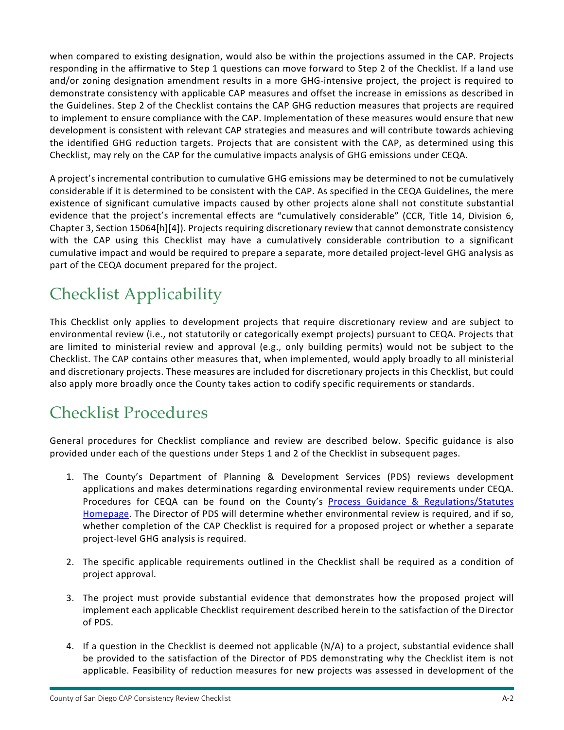when compared to existing designation, would also be within the projections assumed in the CAP. Projects responding in the affirmative to Step 1 questions can move forward to Step 2 of the Checklist. If a land use and/or zoning designation amendment results in a more GHG-intensive project, the project is required to demonstrate consistency with applicable CAP measures and offset the increase in emissions as described in the Guidelines. Step 2 of the Checklist contains the CAP GHG reduction measures that projects are required to implement to ensure compliance with the CAP. Implementation of these measures would ensure that new development is consistent with relevant CAP strategies and measures and will contribute towards achieving the identified GHG reduction targets. Projects that are consistent with the CAP, as determined using this Checklist, may rely on the CAP for the cumulative impacts analysis of GHG emissions under CEQA.

A project's incremental contribution to cumulative GHG emissions may be determined to not be cumulatively considerable if it is determined to be consistent with the CAP. As specified in the CEQA Guidelines, the mere existence of significant cumulative impacts caused by other projects alone shall not constitute substantial evidence that the project's incremental effects are "cumulatively considerable" (CCR, Title 14, Division 6, Chapter 3, Section 15064[h][4]). Projects requiring discretionary review that cannot demonstrate consistency with the CAP using this Checklist may have a cumulatively considerable contribution to a significant cumulative impact and would be required to prepare a separate, more detailed project-level GHG analysis as part of the CEQA document prepared for the project.

# Checklist Applicability

This Checklist only applies to development projects that require discretionary review and are subject to environmental review (i.e., not statutorily or categorically exempt projects) pursuant to CEQA. Projects that are limited to ministerial review and approval (e.g., only building permits) would not be subject to the Checklist. The CAP contains other measures that, when implemented, would apply broadly to all ministerial and discretionary projects. These measures are included for discretionary projects in this Checklist, but could also apply more broadly once the County takes action to codify specific requirements or standards.

# Checklist Procedures

General procedures for Checklist compliance and review are described below. Specific guidance is also provided under each of the questions under Steps 1 and 2 of the Checklist in subsequent pages.

1. The County's Department of Planning & Development Services (PDS) reviews development applications and makes determinations regarding environmental review requirements under CEQA. Procedures for CEQA can be found on the County's Process Guidance & Regulations/Statutes Homepage. The Director of PDS will determine whether environmental review is required, and if so, whether completion of the CAP Checklist is required for a proposed project or whether a separate project-level GHG analysis is required.

2. The specific applicable requirements outlined in the Checklist shall be required as a condition of project approval.

3. The project must provide substantial evidence that demonstrates how the proposed project will implement each applicable Checklist requirement described herein to the satisfaction of the Director of PDS.

4. If a question in the Checklist is deemed not applicable (N/A) to a project, substantial evidence shall be provided to the satisfaction of the Director of PDS demonstrating why the Checklist item is not applicable. Feasibility of reduction measures for new projects was assessed in development of the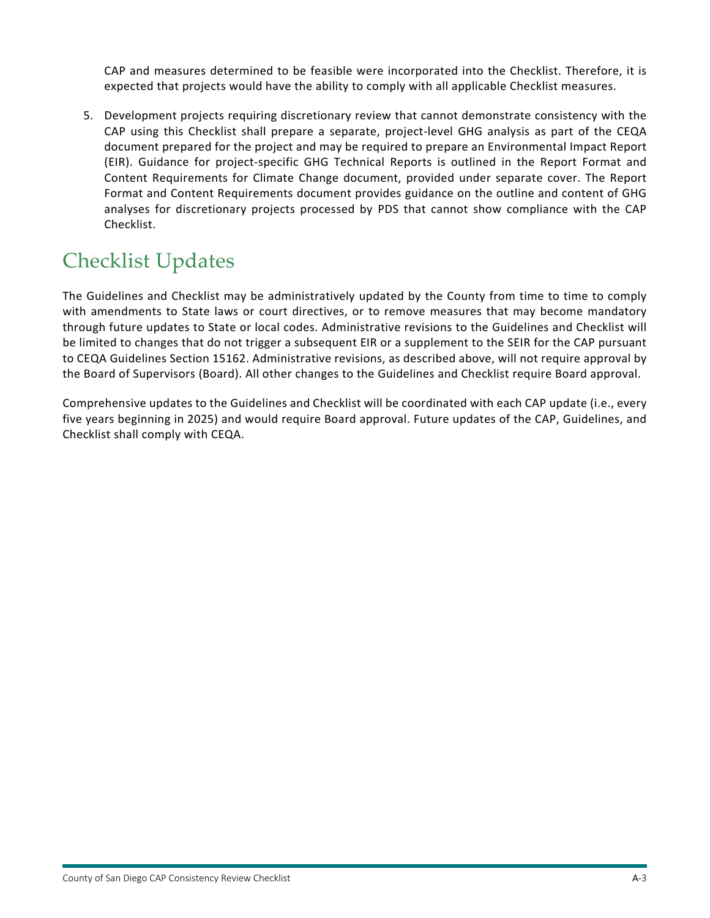CAP and measures determined to be feasible were incorporated into the Checklist. Therefore, it is expected that projects would have the ability to comply with all applicable Checklist measures.

5. Development projects requiring discretionary review that cannot demonstrate consistency with the CAP using this Checklist shall prepare a separate, project-level GHG analysis as part of the CEQA document prepared for the project and may be required to prepare an Environmental Impact Report (EIR). Guidance for project-specific GHG Technical Reports is outlined in the Report Format and Content Requirements for Climate Change document, provided under separate cover. The Report Format and Content Requirements document provides guidance on the outline and content of GHG analyses for discretionary projects processed by PDS that cannot show compliance with the CAP Checklist.

# Checklist Updates

The Guidelines and Checklist may be administratively updated by the County from time to time to comply with amendments to State laws or court directives, or to remove measures that may become mandatory through future updates to State or local codes. Administrative revisions to the Guidelines and Checklist will be limited to changes that do not trigger a subsequent EIR or a supplement to the SEIR for the CAP pursuant to CEQA Guidelines Section 15162. Administrative revisions, as described above, will not require approval by the Board of Supervisors (Board). All other changes to the Guidelines and Checklist require Board approval.

Comprehensive updates to the Guidelines and Checklist will be coordinated with each CAP update (i.e., every five years beginning in 2025) and would require Board approval. Future updates of the CAP, Guidelines, and Checklist shall comply with CEQA.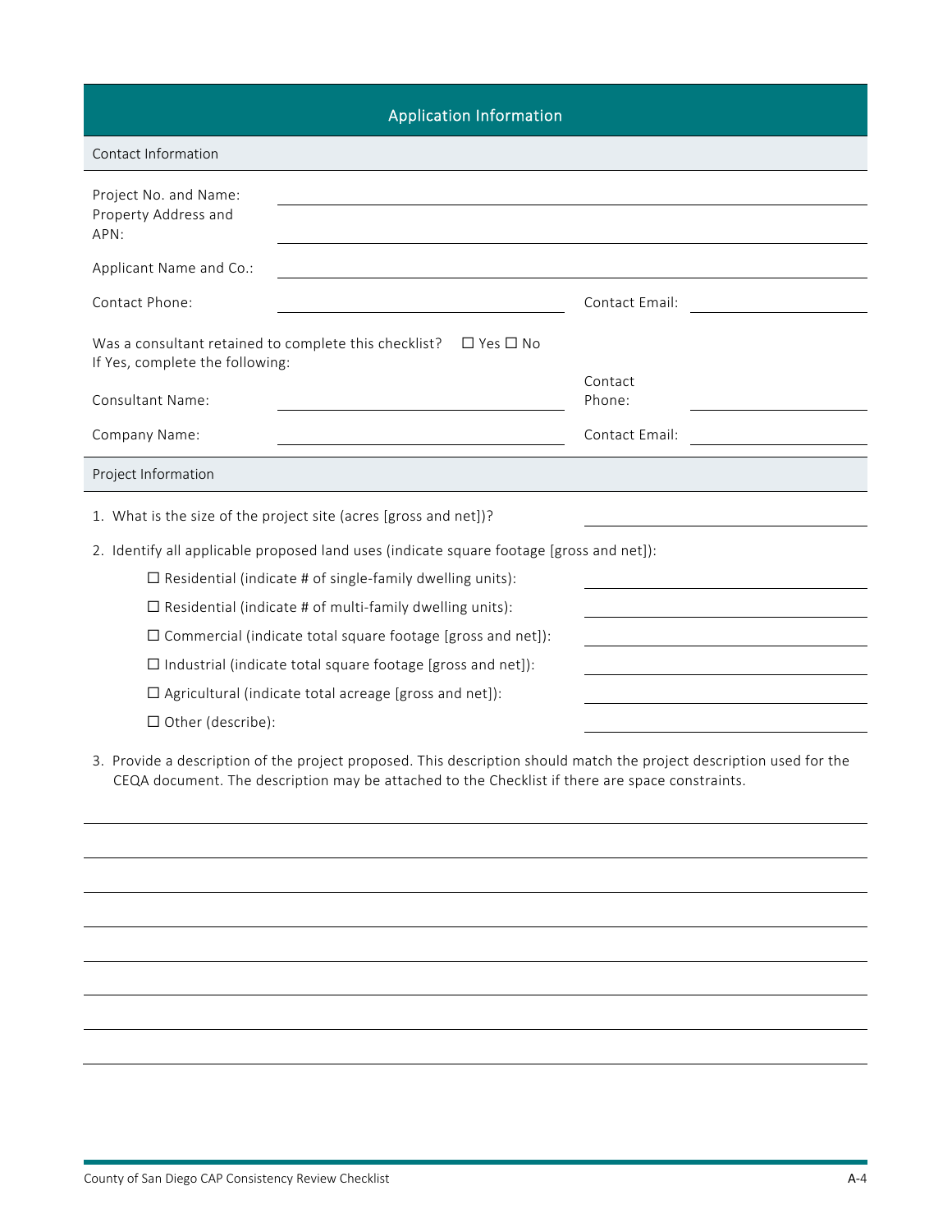## Application Information

### Contact Information

Project No. and Name: \_\_\_\_\_\_\_\_\_\_\_\_\_\_\_\_\_\_\_\_\_\_\_\_\_\_\_\_\_\_\_\_\_\_\_\_\_\_\_\_

Property Address and APN: \_\_\_\_\_\_\_\_\_\_\_\_\_\_\_\_\_\_\_\_\_\_\_\_\_\_\_\_\_\_\_\_\_\_\_\_\_\_\_\_

Applicant Name and Co.: \_\_\_\_\_\_\_\_\_\_\_\_\_\_\_\_\_\_\_\_\_\_\_\_\_\_\_\_\_\_\_\_\_\_\_\_\_\_\_\_

Contact Phone: \_\_\_\_\_\_\_\_\_\_\_\_\_\_\_\_\_\_\_\_\_\_\_\_ Contact Email: \_\_\_\_\_\_\_\_\_\_\_\_\_\_\_\_\_\_\_\_\_\_\_\_

Was a consultant retained to complete this checklist? ☐ Yes ☐ No
If Yes, complete the following:

Consultant Name: \_\_\_\_\_\_\_\_\_\_\_\_\_\_\_\_\_\_\_\_\_\_\_\_ Contact Phone: \_\_\_\_\_\_\_\_\_\_\_\_\_\_\_\_\_\_\_\_\_\_\_\_

Company Name: \_\_\_\_\_\_\_\_\_\_\_\_\_\_\_\_\_\_\_\_\_\_\_\_ Contact Email: \_\_\_\_\_\_\_\_\_\_\_\_\_\_\_\_\_\_\_\_\_\_\_\_

### Project Information

1. What is the size of the project site (acres [gross and net])? \_\_\_\_\_\_\_\_\_\_\_\_\_\_\_\_\_\_\_\_\_\_\_\_
2. Identify all applicable proposed land uses (indicate square footage [gross and net]):
   - ☐ Residential (indicate # of single-family dwelling units): \_\_\_\_\_\_\_\_\_\_\_\_\_\_\_\_\_\_\_\_\_\_\_\_
   - ☐ Residential (indicate # of multi-family dwelling units): \_\_\_\_\_\_\_\_\_\_\_\_\_\_\_\_\_\_\_\_\_\_\_\_
   - ☐ Commercial (indicate total square footage [gross and net]): \_\_\_\_\_\_\_\_\_\_\_\_\_\_\_\_\_\_\_\_\_\_\_\_
   - ☐ Industrial (indicate total square footage [gross and net]): \_\_\_\_\_\_\_\_\_\_\_\_\_\_\_\_\_\_\_\_\_\_\_\_
   - ☐ Agricultural (indicate total acreage [gross and net]): \_\_\_\_\_\_\_\_\_\_\_\_\_\_\_\_\_\_\_\_\_\_\_\_
   - ☐ Other (describe): \_\_\_\_\_\_\_\_\_\_\_\_\_\_\_\_\_\_\_\_\_\_\_\_
3. Provide a description of the project proposed. This description should match the project description used for the CEQA document. The description may be attached to the Checklist if there are space constraints.

\_\_\_\_\_\_\_\_\_\_\_\_\_\_\_\_\_\_\_\_\_\_\_\_\_\_\_\_\_\_\_\_\_\_\_\_\_\_\_\_\_\_\_\_\_\_\_\_\_\_\_\_\_\_\_\_\_\_\_\_\_\_\_\_\_\_\_\_\_\_\_\_\_\_\_\_\_\_

\_\_\_\_\_\_\_\_\_\_\_\_\_\_\_\_\_\_\_\_\_\_\_\_\_\_\_\_\_\_\_\_\_\_\_\_\_\_\_\_\_\_\_\_\_\_\_\_\_\_\_\_\_\_\_\_\_\_\_\_\_\_\_\_\_\_\_\_\_\_\_\_\_\_\_\_\_\_

\_\_\_\_\_\_\_\_\_\_\_\_\_\_\_\_\_\_\_\_\_\_\_\_\_\_\_\_\_\_\_\_\_\_\_\_\_\_\_\_\_\_\_\_\_\_\_\_\_\_\_\_\_\_\_\_\_\_\_\_\_\_\_\_\_\_\_\_\_\_\_\_\_\_\_\_\_\_

\_\_\_\_\_\_\_\_\_\_\_\_\_\_\_\_\_\_\_\_\_\_\_\_\_\_\_\_\_\_\_\_\_\_\_\_\_\_\_\_\_\_\_\_\_\_\_\_\_\_\_\_\_\_\_\_\_\_\_\_\_\_\_\_\_\_\_\_\_\_\_\_\_\_\_\_\_\_

\_\_\_\_\_\_\_\_\_\_\_\_\_\_\_\_\_\_\_\_\_\_\_\_\_\_\_\_\_\_\_\_\_\_\_\_\_\_\_\_\_\_\_\_\_\_\_\_\_\_\_\_\_\_\_\_\_\_\_\_\_\_\_\_\_\_\_\_\_\_\_\_\_\_\_\_\_\_

\_\_\_\_\_\_\_\_\_\_\_\_\_\_\_\_\_\_\_\_\_\_\_\_\_\_\_\_\_\_\_\_\_\_\_\_\_\_\_\_\_\_\_\_\_\_\_\_\_\_\_\_\_\_\_\_\_\_\_\_\_\_\_\_\_\_\_\_\_\_\_\_\_\_\_\_\_\_

\_\_\_\_\_\_\_\_\_\_\_\_\_\_\_\_\_\_\_\_\_\_\_\_\_\_\_\_\_\_\_\_\_\_\_\_\_\_\_\_\_\_\_\_\_\_\_\_\_\_\_\_\_\_\_\_\_\_\_\_\_\_\_\_\_\_\_\_\_\_\_\_\_\_\_\_\_\_

\_\_\_\_\_\_\_\_\_\_\_\_\_\_\_\_\_\_\_\_\_\_\_\_\_\_\_\_\_\_\_\_\_\_\_\_\_\_\_\_\_\_\_\_\_\_\_\_\_\_\_\_\_\_\_\_\_\_\_\_\_\_\_\_\_\_\_\_\_\_\_\_\_\_\_\_\_\_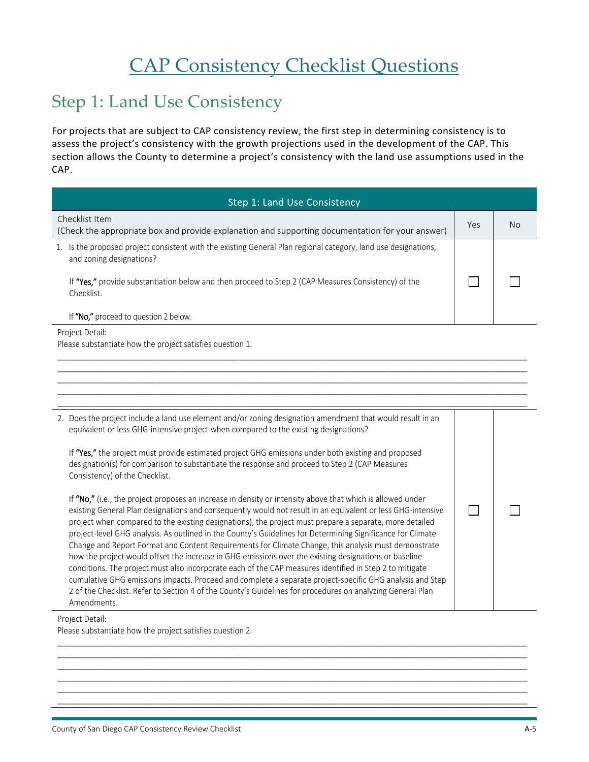# CAP Consistency Checklist Questions

## Step 1: Land Use Consistency

For projects that are subject to CAP consistency review, the first step in determining consistency is to assess the project's consistency with the growth projections used in the development of the CAP. This section allows the County to determine a project's consistency with the land use assumptions used in the CAP.

| Step 1: Land Use Consistency | | |
|---|---|---|
| Checklist Item<br>(Check the appropriate box and provide explanation and supporting documentation for your answer) | Yes | No |
| 1. Is the proposed project consistent with the existing General Plan regional category, land use designations, and zoning designations?<br><br>If **"Yes,"** provide substantiation below and then proceed to Step 2 (CAP Measures Consistency) of the Checklist.<br><br>If **"No,"** proceed to question 2 below. | ☐ | ☐ |

Project Detail:
Please substantiate how the project satisfies question 1.

______________________________________________________________________________
______________________________________________________________________________
______________________________________________________________________________
______________________________________________________________________________
______________________________________________________________________________

| | Yes | No |
|---|---|---|
| 2. Does the project include a land use element and/or zoning designation amendment that would result in an equivalent or less GHG-intensive project when compared to the existing designations?<br><br>If **"Yes,"** the project must provide estimated project GHG emissions under both existing and proposed designation(s) for comparison to substantiate the response and proceed to Step 2 (CAP Measures Consistency) of the Checklist.<br><br>If **"No,"** (i.e., the project proposes an increase in density or intensity above that which is allowed under existing General Plan designations and consequently would not result in an equivalent or less GHG-intensive project when compared to the existing designations), the project must prepare a separate, more detailed project-level GHG analysis. As outlined in the County's Guidelines for Determining Significance for Climate Change and Report Format and Content Requirements for Climate Change, this analysis must demonstrate how the project would offset the increase in GHG emissions over the existing designations or baseline conditions. The project must also incorporate each of the CAP measures identified in Step 2 to mitigate cumulative GHG emissions impacts. Proceed and complete a separate project-specific GHG analysis and Step 2 of the Checklist. Refer to Section 4 of the County's Guidelines for procedures on analyzing General Plan Amendments. | ☐ | ☐ |

Project Detail:
Please substantiate how the project satisfies question 2.

______________________________________________________________________________
______________________________________________________________________________
______________________________________________________________________________
______________________________________________________________________________
______________________________________________________________________________
______________________________________________________________________________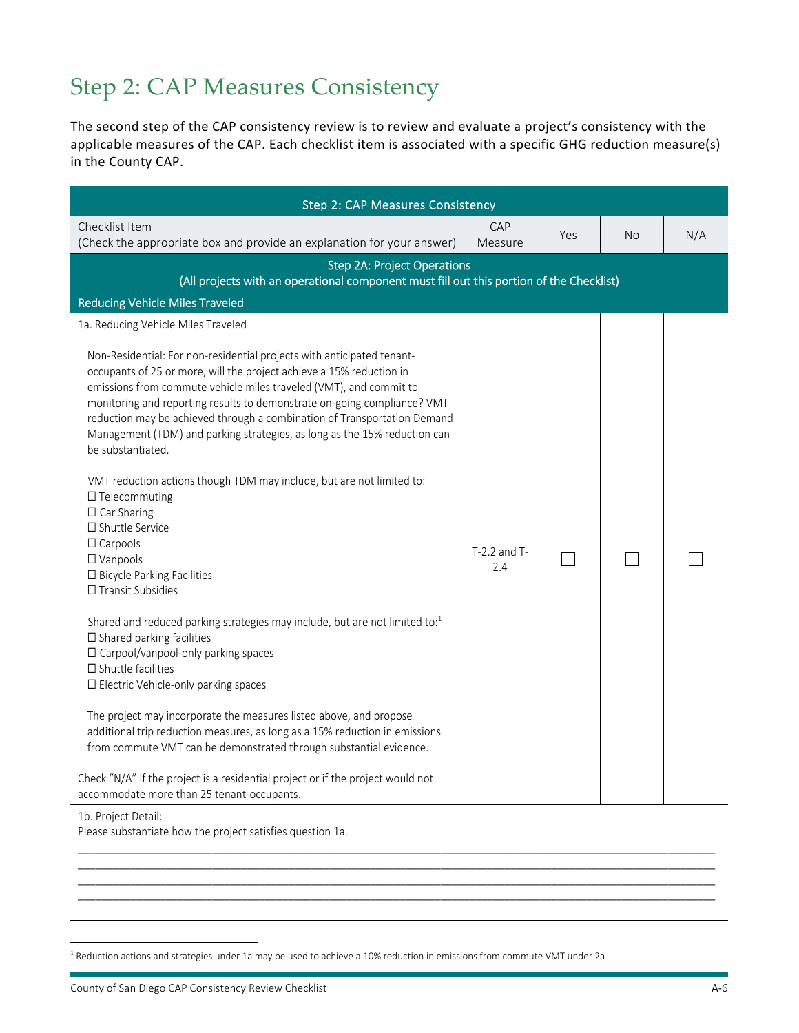# Step 2: CAP Measures Consistency

The second step of the CAP consistency review is to review and evaluate a project's consistency with the applicable measures of the CAP. Each checklist item is associated with a specific GHG reduction measure(s) in the County CAP.

| Step 2: CAP Measures Consistency | | | | |
|---|---|---|---|---|
| Checklist Item<br>(Check the appropriate box and provide an explanation for your answer) | CAP Measure | Yes | No | N/A |
| **Step 2A: Project Operations**<br>(All projects with an operational component must fill out this portion of the Checklist) | | | | |
| **Reducing Vehicle Miles Traveled** | | | | |
| 1a. Reducing Vehicle Miles Traveled<br><br><u>Non-Residential:</u> For non-residential projects with anticipated tenant-occupants of 25 or more, will the project achieve a 15% reduction in emissions from commute vehicle miles traveled (VMT), and commit to monitoring and reporting results to demonstrate on-going compliance? VMT reduction may be achieved through a combination of Transportation Demand Management (TDM) and parking strategies, as long as the 15% reduction can be substantiated.<br><br>VMT reduction actions though TDM may include, but are not limited to:<br>☐ Telecommuting<br>☐ Car Sharing<br>☐ Shuttle Service<br>☐ Carpools<br>☐ Vanpools<br>☐ Bicycle Parking Facilities<br>☐ Transit Subsidies<br><br>Shared and reduced parking strategies may include, but are not limited to:[1]<br>☐ Shared parking facilities<br>☐ Carpool/vanpool-only parking spaces<br>☐ Shuttle facilities<br>☐ Electric Vehicle-only parking spaces<br><br>The project may incorporate the measures listed above, and propose additional trip reduction measures, as long as a 15% reduction in emissions from commute VMT can be demonstrated through substantial evidence.<br><br>Check "N/A" if the project is a residential project or if the project would not accommodate more than 25 tenant-occupants. | T-2.2 and T-2.4 | ☐ | ☐ | ☐ |

1b. Project Detail:
Please substantiate how the project satisfies question 1a.

________________________________________________________________________________________________
________________________________________________________________________________________________
________________________________________________________________________________________________
________________________________________________________________________________________________

[1] Reduction actions and strategies under 1a may be used to achieve a 10% reduction in emissions from commute VMT under 2a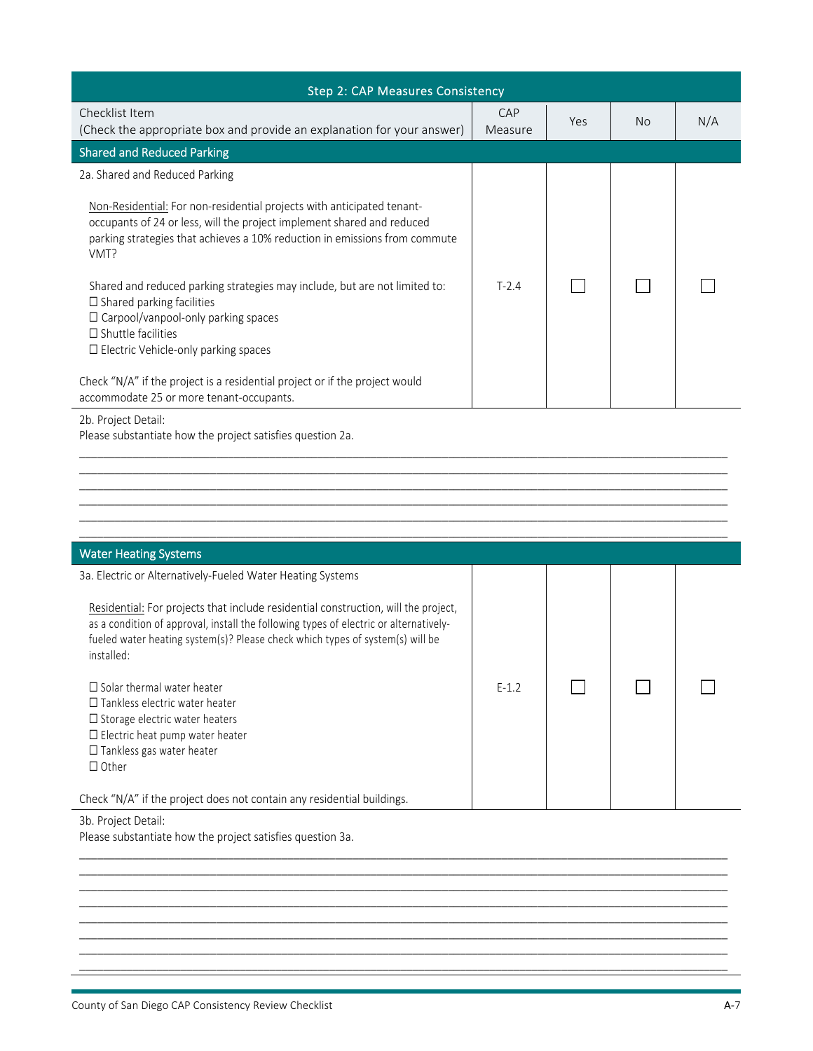## Step 2: CAP Measures Consistency

| Checklist Item (Check the appropriate box and provide an explanation for your answer) | CAP Measure | Yes | No | N/A |
|---|---|---|---|---|
| **Shared and Reduced Parking** | | | | |
| 2a. Shared and Reduced Parking<br><br><u>Non-Residential:</u> For non-residential projects with anticipated tenant-occupants of 24 or less, will the project implement shared and reduced parking strategies that achieves a 10% reduction in emissions from commute VMT?<br><br>Shared and reduced parking strategies may include, but are not limited to:<br>☐ Shared parking facilities<br>☐ Carpool/vanpool-only parking spaces<br>☐ Shuttle facilities<br>☐ Electric Vehicle-only parking spaces<br><br>Check "N/A" if the project is a residential project or if the project would accommodate 25 or more tenant-occupants. | T-2.4 | ☐ | ☐ | ☐ |

2b. Project Detail:
Please substantiate how the project satisfies question 2a.

\_\_\_\_\_\_\_\_\_\_\_\_\_\_\_\_\_\_\_\_\_\_\_\_\_\_\_\_\_\_\_\_\_\_\_\_\_\_\_\_\_\_\_\_\_\_\_\_\_\_\_\_\_\_\_\_\_\_\_\_\_\_\_\_\_\_\_\_\_\_\_\_\_\_\_\_\_\_

| Checklist Item (Check the appropriate box and provide an explanation for your answer) | CAP Measure | Yes | No | N/A |
|---|---|---|---|---|
| **Water Heating Systems** | | | | |
| 3a. Electric or Alternatively-Fueled Water Heating Systems<br><br><u>Residential:</u> For projects that include residential construction, will the project, as a condition of approval, install the following types of electric or alternatively-fueled water heating system(s)? Please check which types of system(s) will be installed:<br><br>☐ Solar thermal water heater<br>☐ Tankless electric water heater<br>☐ Storage electric water heaters<br>☐ Electric heat pump water heater<br>☐ Tankless gas water heater<br>☐ Other<br><br>Check "N/A" if the project does not contain any residential buildings. | E-1.2 | ☐ | ☐ | ☐ |

3b. Project Detail:
Please substantiate how the project satisfies question 3a.

\_\_\_\_\_\_\_\_\_\_\_\_\_\_\_\_\_\_\_\_\_\_\_\_\_\_\_\_\_\_\_\_\_\_\_\_\_\_\_\_\_\_\_\_\_\_\_\_\_\_\_\_\_\_\_\_\_\_\_\_\_\_\_\_\_\_\_\_\_\_\_\_\_\_\_\_\_\_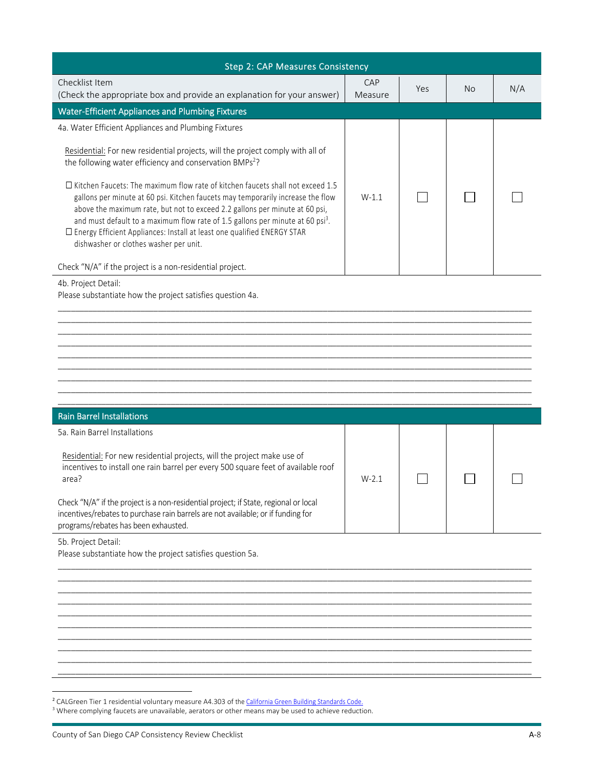| Step 2: CAP Measures Consistency | | | | |
|---|---|---|---|---|
| Checklist Item<br>(Check the appropriate box and provide an explanation for your answer) | CAP Measure | Yes | No | N/A |
| **Water-Efficient Appliances and Plumbing Fixtures** | | | | |
| 4a. Water Efficient Appliances and Plumbing Fixtures<br><br>Residential: For new residential projects, will the project comply with all of the following water efficiency and conservation BMPs[2]?<br><br>☐ Kitchen Faucets: The maximum flow rate of kitchen faucets shall not exceed 1.5 gallons per minute at 60 psi. Kitchen faucets may temporarily increase the flow above the maximum rate, but not to exceed 2.2 gallons per minute at 60 psi, and must default to a maximum flow rate of 1.5 gallons per minute at 60 psi[3].<br>☐ Energy Efficient Appliances: Install at least one qualified ENERGY STAR dishwasher or clothes washer per unit.<br><br>Check "N/A" if the project is a non-residential project. | W-1.1 | ☐ | ☐ | ☐ |

4b. Project Detail:
Please substantiate how the project satisfies question 4a.

______________________________________________________________________________
______________________________________________________________________________
______________________________________________________________________________
______________________________________________________________________________
______________________________________________________________________________
______________________________________________________________________________
______________________________________________________________________________
______________________________________________________________________________

| Rain Barrel Installations | | | | |
|---|---|---|---|---|
| 5a. Rain Barrel Installations<br><br>Residential: For new residential projects, will the project make use of incentives to install one rain barrel per every 500 square feet of available roof area?<br><br>Check "N/A" if the project is a non-residential project; if State, regional or local incentives/rebates to purchase rain barrels are not available; or if funding for programs/rebates has been exhausted. | W-2.1 | ☐ | ☐ | ☐ |

5b. Project Detail:
Please substantiate how the project satisfies question 5a.

______________________________________________________________________________
______________________________________________________________________________
______________________________________________________________________________
______________________________________________________________________________
______________________________________________________________________________
______________________________________________________________________________
______________________________________________________________________________
______________________________________________________________________________
______________________________________________________________________________

---

[2] CALGreen Tier 1 residential voluntary measure A4.303 of the California Green Building Standards Code.

[3] Where complying faucets are unavailable, aerators or other means may be used to achieve reduction.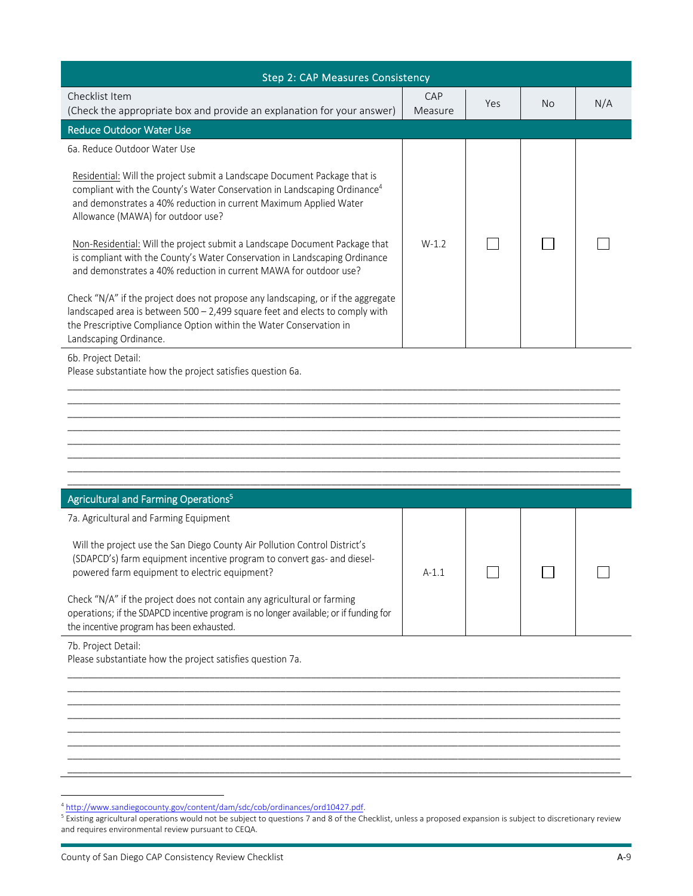| Step 2: CAP Measures Consistency | | | | |
|---|---|---|---|---|
| Checklist Item<br>(Check the appropriate box and provide an explanation for your answer) | CAP Measure | Yes | No | N/A |
| **Reduce Outdoor Water Use** | | | | |
| 6a. Reduce Outdoor Water Use<br><br>Residential: Will the project submit a Landscape Document Package that is compliant with the County's Water Conservation in Landscaping Ordinance[4] and demonstrates a 40% reduction in current Maximum Applied Water Allowance (MAWA) for outdoor use?<br><br>Non-Residential: Will the project submit a Landscape Document Package that is compliant with the County's Water Conservation in Landscaping Ordinance and demonstrates a 40% reduction in current MAWA for outdoor use?<br><br>Check "N/A" if the project does not propose any landscaping, or if the aggregate landscaped area is between 500 – 2,499 square feet and elects to comply with the Prescriptive Compliance Option within the Water Conservation in Landscaping Ordinance. | W-1.2 | ☐ | ☐ | ☐ |

6b. Project Detail:
Please substantiate how the project satisfies question 6a.

______________________________________________________________________________________

______________________________________________________________________________________

______________________________________________________________________________________

______________________________________________________________________________________

______________________________________________________________________________________

______________________________________________________________________________________

______________________________________________________________________________________

______________________________________________________________________________________

| Agricultural and Farming Operations[5] | | | | |
|---|---|---|---|---|
| 7a. Agricultural and Farming Equipment<br><br>Will the project use the San Diego County Air Pollution Control District's (SDAPCD's) farm equipment incentive program to convert gas- and diesel-powered farm equipment to electric equipment?<br><br>Check "N/A" if the project does not contain any agricultural or farming operations; if the SDAPCD incentive program is no longer available; or if funding for the incentive program has been exhausted. | A-1.1 | ☐ | ☐ | ☐ |

7b. Project Detail:
Please substantiate how the project satisfies question 7a.

______________________________________________________________________________________

______________________________________________________________________________________

______________________________________________________________________________________

______________________________________________________________________________________

______________________________________________________________________________________

______________________________________________________________________________________

______________________________________________________________________________________

______________________________________________________________________________________

[4] http://www.sandiegocounty.gov/content/dam/sdc/cob/ordinances/ord10427.pdf.

[5] Existing agricultural operations would not be subject to questions 7 and 8 of the Checklist, unless a proposed expansion is subject to discretionary review and requires environmental review pursuant to CEQA.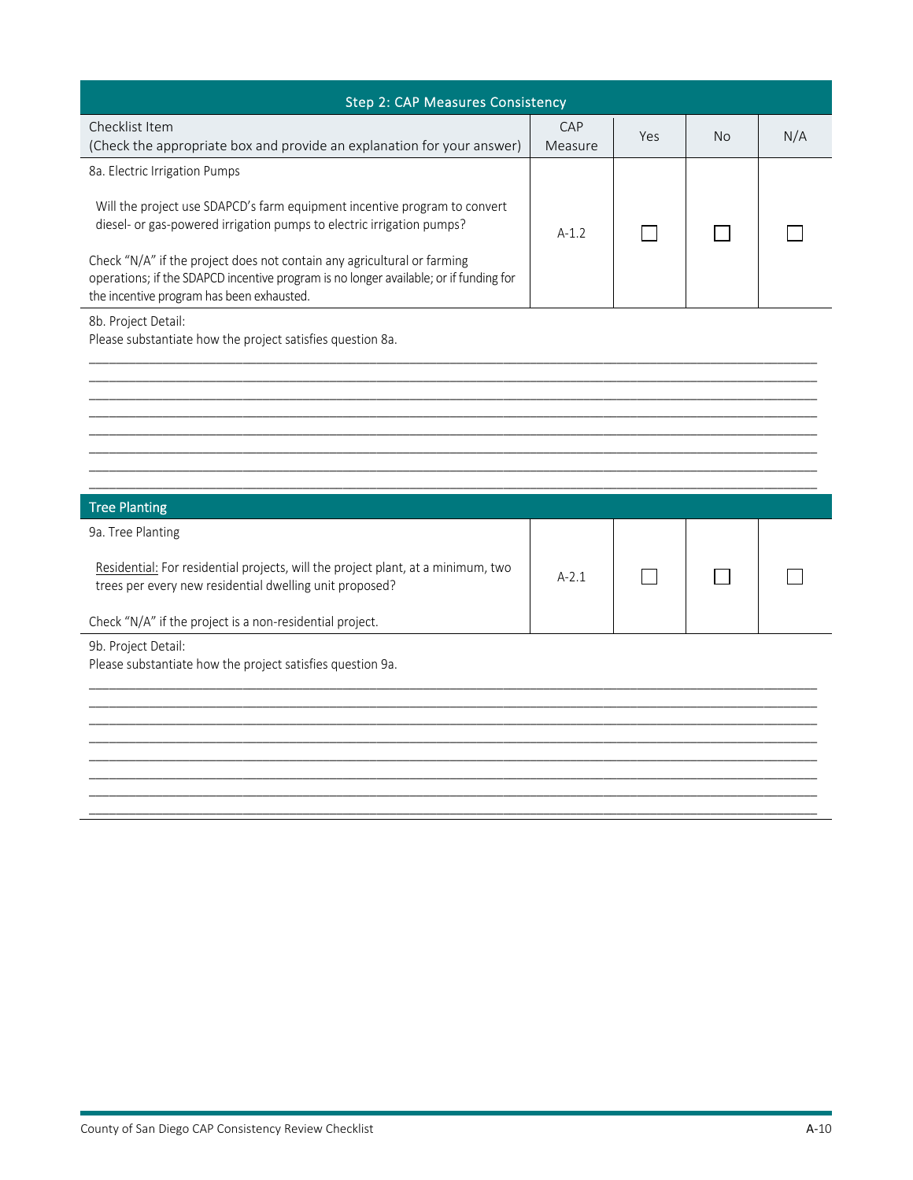## Step 2: CAP Measures Consistency

| Checklist Item (Check the appropriate box and provide an explanation for your answer) | CAP Measure | Yes | No | N/A |
|---|---|---|---|---|
| 8a. Electric Irrigation Pumps<br><br>Will the project use SDAPCD's farm equipment incentive program to convert diesel- or gas-powered irrigation pumps to electric irrigation pumps?<br><br>Check "N/A" if the project does not contain any agricultural or farming operations; if the SDAPCD incentive program is no longer available; or if funding for the incentive program has been exhausted. | A-1.2 | ☐ | ☐ | ☐ |

8b. Project Detail:
Please substantiate how the project satisfies question 8a.

________________________________________________________________________________
________________________________________________________________________________
________________________________________________________________________________
________________________________________________________________________________
________________________________________________________________________________
________________________________________________________________________________
________________________________________________________________________________
________________________________________________________________________________

### Tree Planting

| Checklist Item | CAP Measure | Yes | No | N/A |
|---|---|---|---|---|
| 9a. Tree Planting<br><br><u>Residential:</u> For residential projects, will the project plant, at a minimum, two trees per every new residential dwelling unit proposed?<br><br>Check "N/A" if the project is a non-residential project. | A-2.1 | ☐ | ☐ | ☐ |

9b. Project Detail:
Please substantiate how the project satisfies question 9a.

________________________________________________________________________________
________________________________________________________________________________
________________________________________________________________________________
________________________________________________________________________________
________________________________________________________________________________
________________________________________________________________________________
________________________________________________________________________________
________________________________________________________________________________